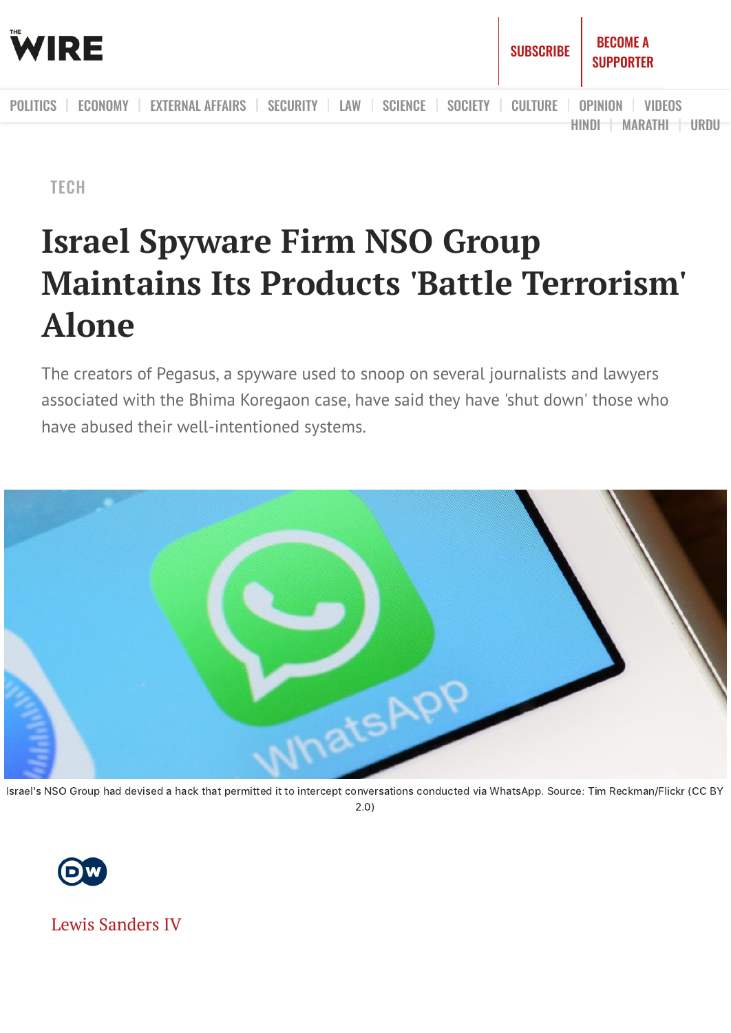TECH

# Israel Spyware Firm NSO Group Maintains Its Products 'Battle Terrorism' Alone

The creators of Pegasus, a spyware used to snoop on several journalists and lawyers associated with the Bhima Koregaon case, have said they have 'shut down' those who have abused their well-intentioned systems.

Israel's NSO Group had devised a hack that permitted it to intercept conversations conducted via WhatsApp. Source: Tim Reckman/Flickr (CC BY 2.0)

DW

Lewis Sanders IV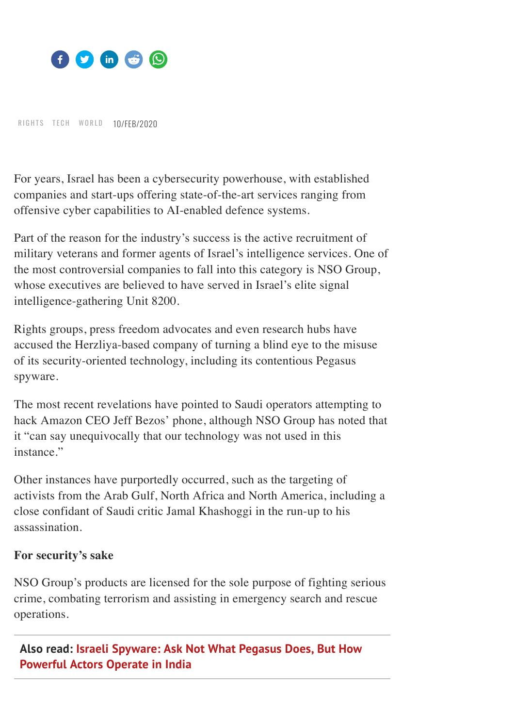RIGHTS TECH WORLD 10/FEB/2020

For years, Israel has been a cybersecurity powerhouse, with established companies and start-ups offering state-of-the-art services ranging from offensive cyber capabilities to AI-enabled defence systems.

Part of the reason for the industry's success is the active recruitment of military veterans and former agents of Israel's intelligence services. One of the most controversial companies to fall into this category is NSO Group, whose executives are believed to have served in Israel's elite signal intelligence-gathering Unit 8200.

Rights groups, press freedom advocates and even research hubs have accused the Herzliya-based company of turning a blind eye to the misuse of its security-oriented technology, including its contentious Pegasus spyware.

The most recent revelations have pointed to Saudi operators attempting to hack Amazon CEO Jeff Bezos' phone, although NSO Group has noted that it "can say unequivocally that our technology was not used in this instance."

Other instances have purportedly occurred, such as the targeting of activists from the Arab Gulf, North Africa and North America, including a close confidant of Saudi critic Jamal Khashoggi in the run-up to his assassination.

**For security's sake**

NSO Group's products are licensed for the sole purpose of fighting serious crime, combating terrorism and assisting in emergency search and rescue operations.

**Also read: Israeli Spyware: Ask Not What Pegasus Does, But How Powerful Actors Operate in India**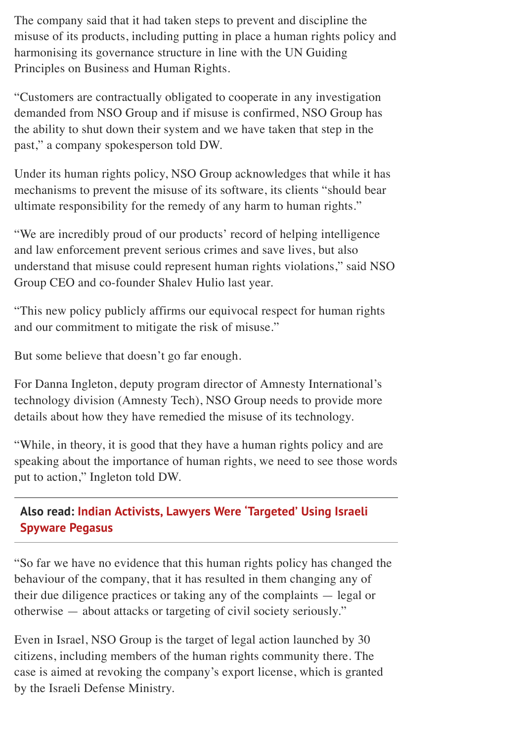The company said that it had taken steps to prevent and discipline the misuse of its products, including putting in place a human rights policy and harmonising its governance structure in line with the UN Guiding Principles on Business and Human Rights.

"Customers are contractually obligated to cooperate in any investigation demanded from NSO Group and if misuse is confirmed, NSO Group has the ability to shut down their system and we have taken that step in the past," a company spokesperson told DW.

Under its human rights policy, NSO Group acknowledges that while it has mechanisms to prevent the misuse of its software, its clients "should bear ultimate responsibility for the remedy of any harm to human rights."

"We are incredibly proud of our products' record of helping intelligence and law enforcement prevent serious crimes and save lives, but also understand that misuse could represent human rights violations," said NSO Group CEO and co-founder Shalev Hulio last year.

"This new policy publicly affirms our equivocal respect for human rights and our commitment to mitigate the risk of misuse."

But some believe that doesn't go far enough.

For Danna Ingleton, deputy program director of Amnesty International's technology division (Amnesty Tech), NSO Group needs to provide more details about how they have remedied the misuse of its technology.

"While, in theory, it is good that they have a human rights policy and are speaking about the importance of human rights, we need to see those words put to action," Ingleton told DW.

**Also read: Indian Activists, Lawyers Were 'Targeted' Using Israeli Spyware Pegasus**

"So far we have no evidence that this human rights policy has changed the behaviour of the company, that it has resulted in them changing any of their due diligence practices or taking any of the complaints — legal or otherwise — about attacks or targeting of civil society seriously."

Even in Israel, NSO Group is the target of legal action launched by 30 citizens, including members of the human rights community there. The case is aimed at revoking the company's export license, which is granted by the Israeli Defense Ministry.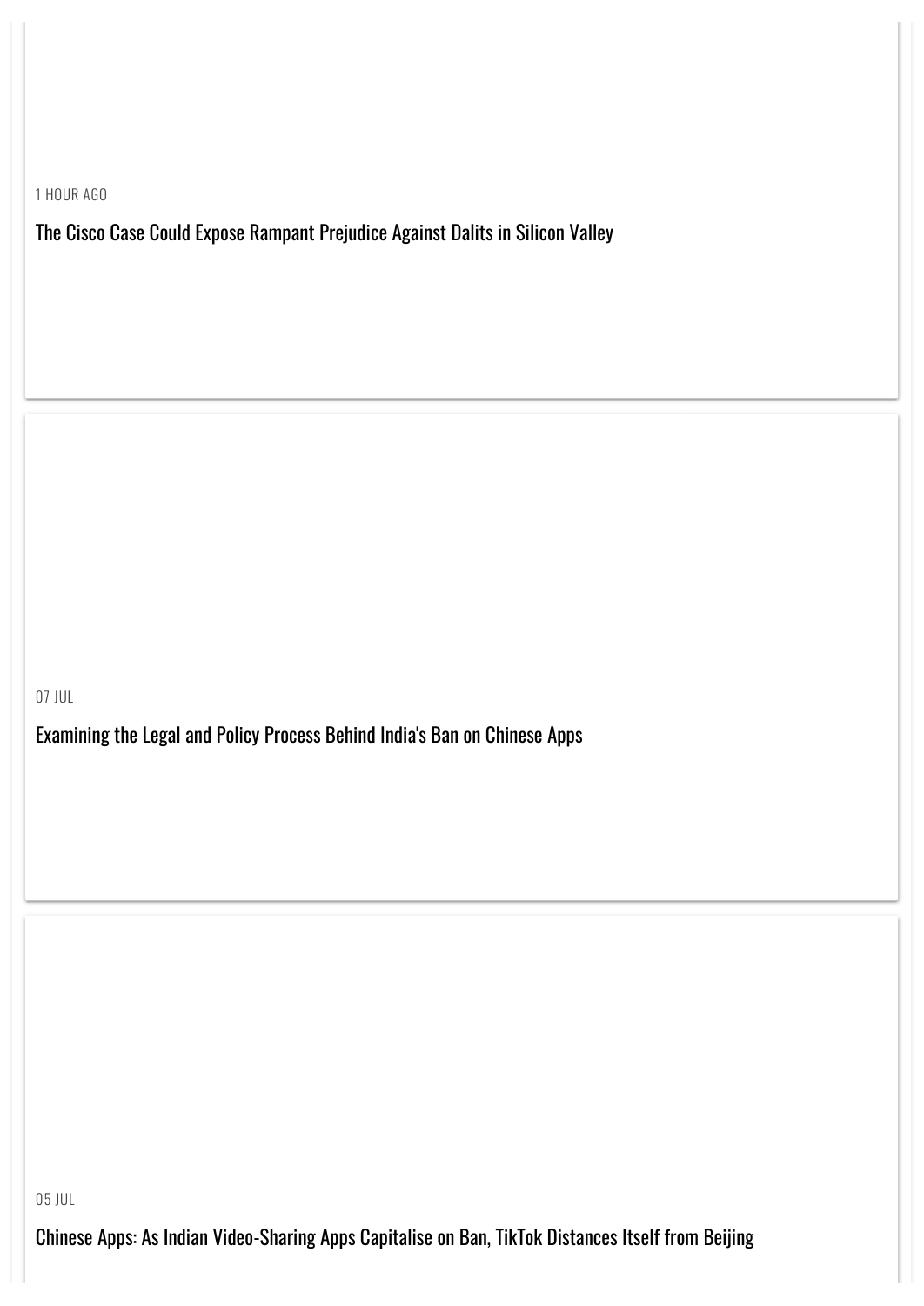1 HOUR AGO

The Cisco Case Could Expose Rampant Prejudice Against Dalits in Silicon Valley

07 JUL

Examining the Legal and Policy Process Behind India's Ban on Chinese Apps

05 JUL

Chinese Apps: As Indian Video-Sharing Apps Capitalise on Ban, TikTok Distances Itself from Beijing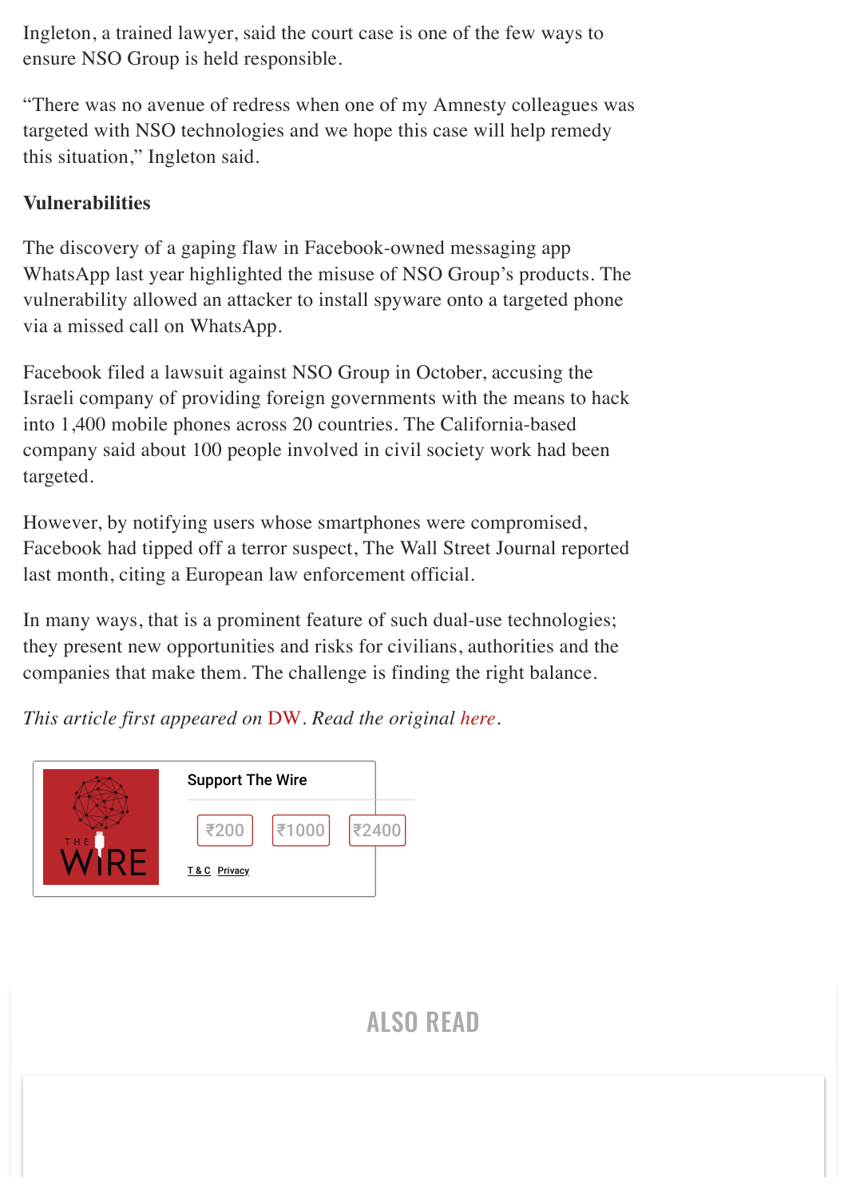Ingleton, a trained lawyer, said the court case is one of the few ways to ensure NSO Group is held responsible.

"There was no avenue of redress when one of my Amnesty colleagues was targeted with NSO technologies and we hope this case will help remedy this situation," Ingleton said.

**Vulnerabilities**

The discovery of a gaping flaw in Facebook-owned messaging app WhatsApp last year highlighted the misuse of NSO Group's products. The vulnerability allowed an attacker to install spyware onto a targeted phone via a missed call on WhatsApp.

Facebook filed a lawsuit against NSO Group in October, accusing the Israeli company of providing foreign governments with the means to hack into 1,400 mobile phones across 20 countries. The California-based company said about 100 people involved in civil society work had been targeted.

However, by notifying users whose smartphones were compromised, Facebook had tipped off a terror suspect, The Wall Street Journal reported last month, citing a European law enforcement official.

In many ways, that is a prominent feature of such dual-use technologies; they present new opportunities and risks for civilians, authorities and the companies that make them. The challenge is finding the right balance.

*This article first appeared on DW. Read the original here.*

Support The Wire

₹200 ₹1000 ₹2400

T & C Privacy

## ALSO READ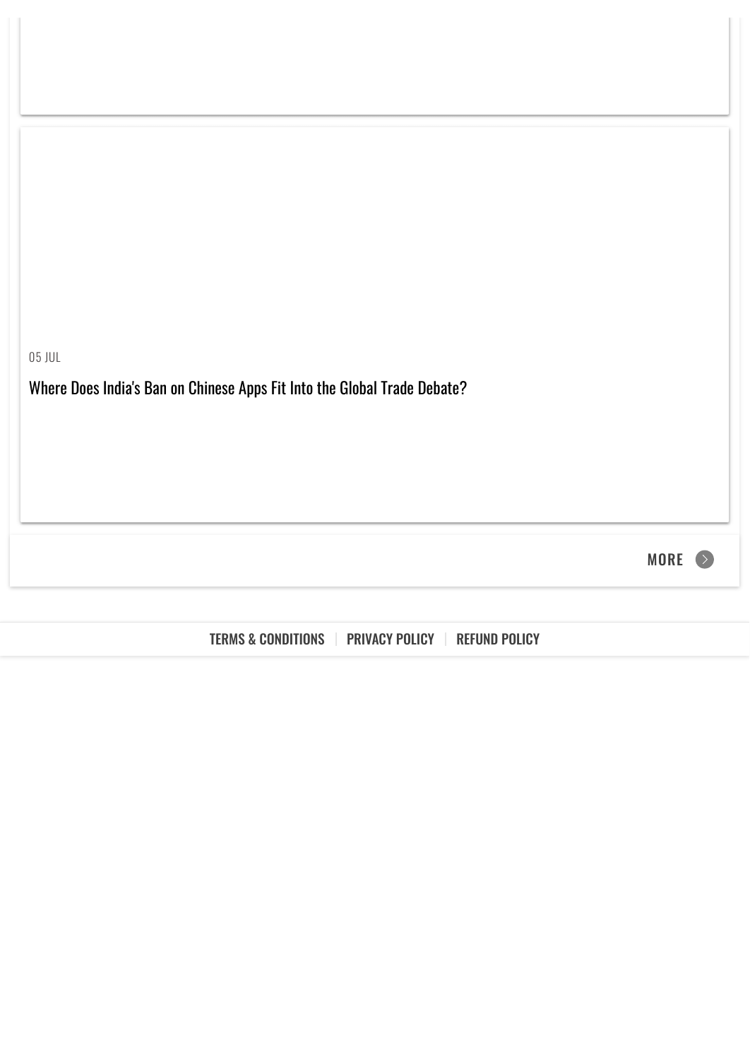05 JUL

Where Does India's Ban on Chinese Apps Fit Into the Global Trade Debate?

MORE

TERMS & CONDITIONS | PRIVACY POLICY | REFUND POLICY